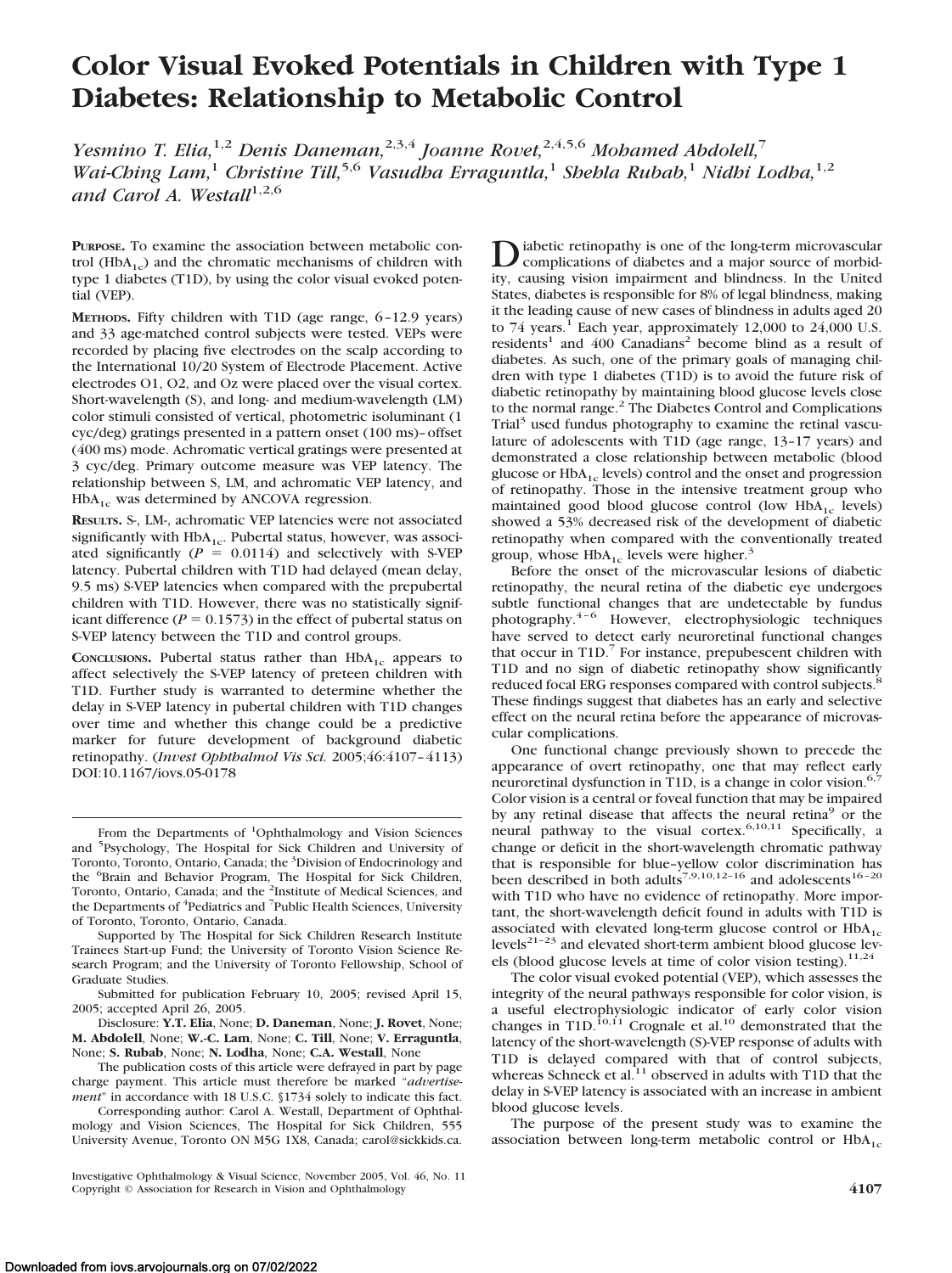# Color Visual Evoked Potentials in Children with Type 1 Diabetes: Relationship to Metabolic Control

*Yesmino T. Elia,[1,2] Denis Daneman,[2,3,4] Joanne Rovet,[2,4,5,6] Mohamed Abdolell,[7] Wai-Ching Lam,[1] Christine Till,[5,6] Vasudha Erraguntla,[1] Shehla Rubab,[1] Nidhi Lodha,[1,2] and Carol A. Westall[1,2,6]*

**PURPOSE.** To examine the association between metabolic control ($HbA_{1c}$) and the chromatic mechanisms of children with type 1 diabetes (T1D), by using the color visual evoked potential (VEP).

**METHODS.** Fifty children with T1D (age range, 6–12.9 years) and 33 age-matched control subjects were tested. VEPs were recorded by placing five electrodes on the scalp according to the International 10/20 System of Electrode Placement. Active electrodes O1, O2, and Oz were placed over the visual cortex. Short-wavelength (S), and long- and medium-wavelength (LM) color stimuli consisted of vertical, photometric isoluminant (1 cyc/deg) gratings presented in a pattern onset (100 ms)–offset (400 ms) mode. Achromatic vertical gratings were presented at 3 cyc/deg. Primary outcome measure was VEP latency. The relationship between S, LM, and achromatic VEP latency, and $HbA_{1c}$ was determined by ANCOVA regression.

**RESULTS.** S-, LM-, achromatic VEP latencies were not associated significantly with $HbA_{1c}$. Pubertal status, however, was associated significantly ($P = 0.0114$) and selectively with S-VEP latency. Pubertal children with T1D had delayed (mean delay, 9.5 ms) S-VEP latencies when compared with the prepubertal children with T1D. However, there was no statistically significant difference ($P = 0.1573$) in the effect of pubertal status on S-VEP latency between the T1D and control groups.

**CONCLUSIONS.** Pubertal status rather than $HbA_{1c}$ appears to affect selectively the S-VEP latency of preteen children with T1D. Further study is warranted to determine whether the delay in S-VEP latency in pubertal children with T1D changes over time and whether this change could be a predictive marker for future development of background diabetic retinopathy. (*Invest Ophthalmol Vis Sci.* 2005;46:4107–4113) DOI:10.1167/iovs.05-0178

Diabetic retinopathy is one of the long-term microvascular complications of diabetes and a major source of morbidity, causing vision impairment and blindness. In the United States, diabetes is responsible for 8% of legal blindness, making it the leading cause of new cases of blindness in adults aged 20 to 74 years.[1] Each year, approximately 12,000 to 24,000 U.S. residents[1] and 400 Canadians[2] become blind as a result of diabetes. As such, one of the primary goals of managing children with type 1 diabetes (T1D) is to avoid the future risk of diabetic retinopathy by maintaining blood glucose levels close to the normal range.[2] The Diabetes Control and Complications Trial[3] used fundus photography to examine the retinal vasculature of adolescents with T1D (age range, 13–17 years) and demonstrated a close relationship between metabolic (blood glucose or $HbA_{1c}$ levels) control and the onset and progression of retinopathy. Those in the intensive treatment group who maintained good blood glucose control (low $HbA_{1c}$ levels) showed a 53% decreased risk of the development of diabetic retinopathy when compared with the conventionally treated group, whose $HbA_{1c}$ levels were higher.[3]

Before the onset of the microvascular lesions of diabetic retinopathy, the neural retina of the diabetic eye undergoes subtle functional changes that are undetectable by fundus photography.[4–6] However, electrophysiologic techniques have served to detect early neuroretinal functional changes that occur in T1D.[7] For instance, prepubescent children with T1D and no sign of diabetic retinopathy show significantly reduced focal ERG responses compared with control subjects.[8] These findings suggest that diabetes has an early and selective effect on the neural retina before the appearance of microvascular complications.

One functional change previously shown to precede the appearance of overt retinopathy, one that may reflect early neuroretinal dysfunction in T1D, is a change in color vision.[6,7] Color vision is a central or foveal function that may be impaired by any retinal disease that affects the neural retina[9] or the neural pathway to the visual cortex.[6,10,11] Specifically, a change or deficit in the short-wavelength chromatic pathway that is responsible for blue–yellow color discrimination has been described in both adults[7,9,10,12–16] and adolescents[16–20] with T1D who have no evidence of retinopathy. More important, the short-wavelength deficit found in adults with T1D is associated with elevated long-term glucose control or $HbA_{1c}$ levels[21–23] and elevated short-term ambient blood glucose levels (blood glucose levels at time of color vision testing).[11,24]

The color visual evoked potential (VEP), which assesses the integrity of the neural pathways responsible for color vision, is a useful electrophysiologic indicator of early color vision changes in T1D.[10,11] Crognale et al.[10] demonstrated that the latency of the short-wavelength (S)-VEP response of adults with T1D is delayed compared with that of control subjects, whereas Schneck et al.[11] observed in adults with T1D that the delay in S-VEP latency is associated with an increase in ambient blood glucose levels.

The purpose of the present study was to examine the association between long-term metabolic control or $HbA_{1c}$

From the Departments of [1]Ophthalmology and Vision Sciences and [5]Psychology, The Hospital for Sick Children and University of Toronto, Toronto, Ontario, Canada; the [3]Division of Endocrinology and the [6]Brain and Behavior Program, The Hospital for Sick Children, Toronto, Ontario, Canada; and the [2]Institute of Medical Sciences, and the Departments of [4]Pediatrics and [7]Public Health Sciences, University of Toronto, Toronto, Ontario, Canada.

Supported by The Hospital for Sick Children Research Institute Trainees Start-up Fund; the University of Toronto Vision Science Research Program; and the University of Toronto Fellowship, School of Graduate Studies.

Submitted for publication February 10, 2005; revised April 15, 2005; accepted April 26, 2005.

Disclosure: **Y.T. Elia**, None; **D. Daneman**, None; **J. Rovet**, None; **M. Abdolell**, None; **W.-C. Lam**, None; **C. Till**, None; **V. Erraguntla**, None; **S. Rubab**, None; **N. Lodha**, None; **C.A. Westall**, None

The publication costs of this article were defrayed in part by page charge payment. This article must therefore be marked "*advertisement*" in accordance with 18 U.S.C. §1734 solely to indicate this fact.

Corresponding author: Carol A. Westall, Department of Ophthalmology and Vision Sciences, The Hospital for Sick Children, 555 University Avenue, Toronto ON M5G 1X8, Canada; carol@sickkids.ca.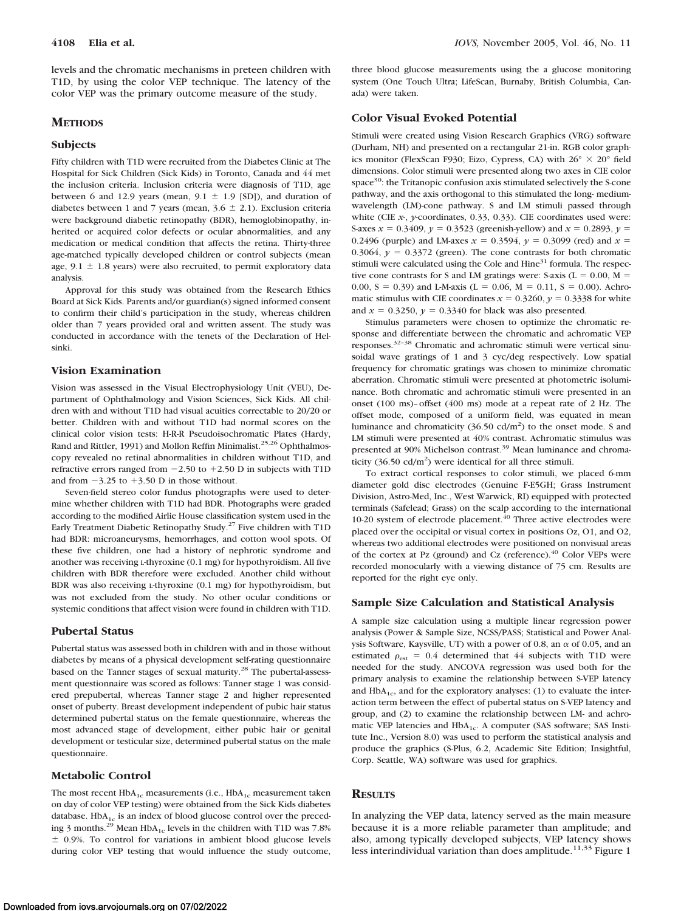levels and the chromatic mechanisms in preteen children with T1D, by using the color VEP technique. The latency of the color VEP was the primary outcome measure of the study.

## METHODS

### Subjects

Fifty children with T1D were recruited from the Diabetes Clinic at The Hospital for Sick Children (Sick Kids) in Toronto, Canada and 44 met the inclusion criteria. Inclusion criteria were diagnosis of T1D, age between 6 and 12.9 years (mean, 9.1 ± 1.9 [SD]), and duration of diabetes between 1 and 7 years (mean, 3.6 ± 2.1). Exclusion criteria were background diabetic retinopathy (BDR), hemoglobinopathy, inherited or acquired color defects or ocular abnormalities, and any medication or medical condition that affects the retina. Thirty-three age-matched typically developed children or control subjects (mean age, 9.1 ± 1.8 years) were also recruited, to permit exploratory data analysis.

Approval for this study was obtained from the Research Ethics Board at Sick Kids. Parents and/or guardian(s) signed informed consent to confirm their child's participation in the study, whereas children older than 7 years provided oral and written assent. The study was conducted in accordance with the tenets of the Declaration of Helsinki.

### Vision Examination

Vision was assessed in the Visual Electrophysiology Unit (VEU), Department of Ophthalmology and Vision Sciences, Sick Kids. All children with and without T1D had visual acuities correctable to 20/20 or better. Children with and without T1D had normal scores on the clinical color vision tests: H-R-R Pseudoisochromatic Plates (Hardy, Rand and Rittler, 1991) and Mollon Reffin Minimalist.[25,26] Ophthalmoscopy revealed no retinal abnormalities in children without T1D, and refractive errors ranged from −2.50 to +2.50 D in subjects with T1D and from −3.25 to +3.50 D in those without.

Seven-field stereo color fundus photographs were used to determine whether children with T1D had BDR. Photographs were graded according to the modified Airlie House classification system used in the Early Treatment Diabetic Retinopathy Study.[27] Five children with T1D had BDR: microaneurysms, hemorrhages, and cotton wool spots. Of these five children, one had a history of nephrotic syndrome and another was receiving L-thyroxine (0.1 mg) for hypothyroidism. All five children with BDR therefore were excluded. Another child without BDR was also receiving L-thyroxine (0.1 mg) for hypothyroidism, but was not excluded from the study. No other ocular conditions or systemic conditions that affect vision were found in children with T1D.

### Pubertal Status

Pubertal status was assessed both in children with and in those without diabetes by means of a physical development self-rating questionnaire based on the Tanner stages of sexual maturity.[28] The pubertal-assessment questionnaire was scored as follows: Tanner stage 1 was considered prepubertal, whereas Tanner stage 2 and higher represented onset of puberty. Breast development independent of pubic hair status determined pubertal status on the female questionnaire, whereas the most advanced stage of development, either pubic hair or genital development or testicular size, determined pubertal status on the male questionnaire.

### Metabolic Control

The most recent $HbA_{1c}$ measurements (i.e., $HbA_{1c}$ measurement taken on day of color VEP testing) were obtained from the Sick Kids diabetes database. $HbA_{1c}$ is an index of blood glucose control over the preceding 3 months.[29] Mean $HbA_{1c}$ levels in the children with T1D was 7.8% ± 0.9%. To control for variations in ambient blood glucose levels during color VEP testing that would influence the study outcome, three blood glucose measurements using the a glucose monitoring system (One Touch Ultra; LifeScan, Burnaby, British Columbia, Canada) were taken.

### Color Visual Evoked Potential

Stimuli were created using Vision Research Graphics (VRG) software (Durham, NH) and presented on a rectangular 21-in. RGB color graphics monitor (FlexScan F930; Eizo, Cypress, CA) with 26° × 20° field dimensions. Color stimuli were presented along two axes in CIE color space[30]: the Tritanopic confusion axis stimulated selectively the S-cone pathway, and the axis orthogonal to this stimulated the long- medium-wavelength (LM)-cone pathway. S and LM stimuli passed through white (CIE *x*-, *y*-coordinates, 0.33, 0.33). CIE coordinates used were: S-axes $x = 0.3409$, $y = 0.3523$ (greenish-yellow) and $x = 0.2893$, $y = 0.2496$ (purple) and LM-axes $x = 0.3594$, $y = 0.3099$ (red) and $x = 0.3064$, $y = 0.3372$ (green). The cone contrasts for both chromatic stimuli were calculated using the Cole and Hine[31] formula. The respective cone contrasts for S and LM gratings were: S-axis ($L = 0.00$, $M = 0.00$, $S = 0.39$) and L-M-axis ($L = 0.06$, $M = 0.11$, $S = 0.00$). Achromatic stimulus with CIE coordinates $x = 0.3260$, $y = 0.3338$ for white and $x = 0.3250$, $y = 0.3340$ for black was also presented.

Stimulus parameters were chosen to optimize the chromatic response and differentiate between the chromatic and achromatic VEP responses.[32–38] Chromatic and achromatic stimuli were vertical sinusoidal wave gratings of 1 and 3 cyc/deg respectively. Low spatial frequency for chromatic gratings was chosen to minimize chromatic aberration. Chromatic stimuli were presented at photometric isoluminance. Both chromatic and achromatic stimuli were presented in an onset (100 ms)–offset (400 ms) mode at a repeat rate of 2 Hz. The offset mode, composed of a uniform field, was equated in mean luminance and chromaticity (36.50 cd/m$^2$) to the onset mode. S and LM stimuli were presented at 40% contrast. Achromatic stimulus was presented at 90% Michelson contrast.[39] Mean luminance and chromaticity (36.50 cd/m$^2$) were identical for all three stimuli.

To extract cortical responses to color stimuli, we placed 6-mm diameter gold disc electrodes (Genuine F-E5GH; Grass Instrument Division, Astro-Med, Inc., West Warwick, RI) equipped with protected terminals (Safelead; Grass) on the scalp according to the international 10-20 system of electrode placement.[40] Three active electrodes were placed over the occipital or visual cortex in positions Oz, O1, and O2, whereas two additional electrodes were positioned on nonvisual areas of the cortex at Pz (ground) and Cz (reference).[40] Color VEPs were recorded monocularly with a viewing distance of 75 cm. Results are reported for the right eye only.

### Sample Size Calculation and Statistical Analysis

A sample size calculation using a multiple linear regression power analysis (Power & Sample Size, NCSS/PASS; Statistical and Power Analysis Software, Kaysville, UT) with a power of 0.8, an $\alpha$ of 0.05, and an estimated $\rho_{est} = 0.4$ determined that 44 subjects with T1D were needed for the study. ANCOVA regression was used both for the primary analysis to examine the relationship between S-VEP latency and $HbA_{1c}$, and for the exploratory analyses: (1) to evaluate the interaction term between the effect of pubertal status on S-VEP latency and group, and (2) to examine the relationship between LM- and achromatic VEP latencies and $HbA_{1c}$. A computer (SAS software; SAS Institute Inc., Version 8.0) was used to perform the statistical analysis and produce the graphics (S-Plus, 6.2, Academic Site Edition; Insightful, Corp. Seattle, WA) software was used for graphics.

## RESULTS

In analyzing the VEP data, latency served as the main measure because it is a more reliable parameter than amplitude; and also, among typically developed subjects, VEP latency shows less interindividual variation than does amplitude.[11,33] Figure 1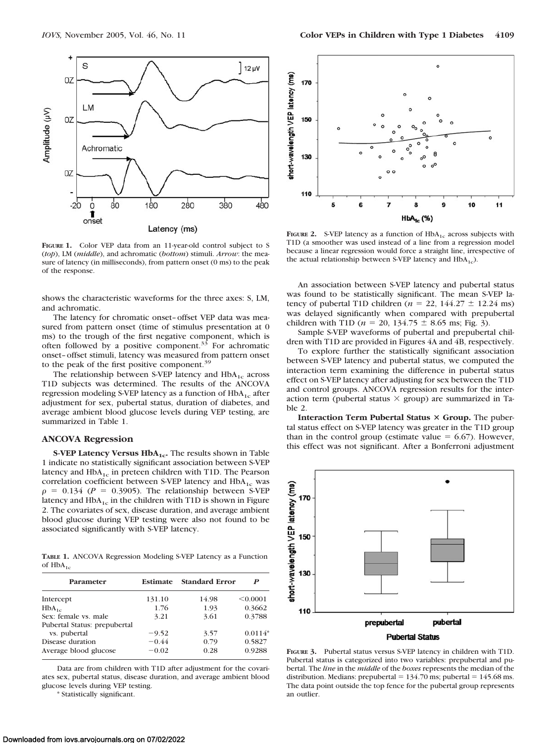**Figure 1.** Color VEP data from an 11-year-old control subject to S (*top*), LM (*middle*), and achromatic (*bottom*) stimuli. *Arrow*: the measure of latency (in milliseconds), from pattern onset (0 ms) to the peak of the response.

shows the characteristic waveforms for the three axes: S, LM, and achromatic.

The latency for chromatic onset–offset VEP data was measured from pattern onset (time of stimulus presentation at 0 ms) to the trough of the first negative component, which is often followed by a positive component.[33] For achromatic onset–offset stimuli, latency was measured from pattern onset to the peak of the first positive component.[39]

The relationship between S-VEP latency and $HbA_{1c}$ across T1D subjects was determined. The results of the ANCOVA regression modeling S-VEP latency as a function of $HbA_{1c}$ after adjustment for sex, pubertal status, duration of diabetes, and average ambient blood glucose levels during VEP testing, are summarized in Table 1.

## ANCOVA Regression

**S-VEP Latency Versus $HbA_{1c}$.** The results shown in Table 1 indicate no statistically significant association between S-VEP latency and $HbA_{1c}$ in preteen children with T1D. The Pearson correlation coefficient between S-VEP latency and $HbA_{1c}$ was $\rho = 0.134$ ($P = 0.3905$). The relationship between S-VEP latency and $HbA_{1c}$ in the children with T1D is shown in Figure 2. The covariates of sex, disease duration, and average ambient blood glucose during VEP testing were also not found to be associated significantly with S-VEP latency.

**Table 1.** ANCOVA Regression Modeling S-VEP Latency as a Function of $HbA_{1c}$

| Parameter | Estimate | Standard Error | *P* |
|---|---|---|---|
| Intercept | 131.10 | 14.98 | <0.0001 |
| $HbA_{1c}$ | 1.76 | 1.93 | 0.3662 |
| Sex: female vs. male | 3.21 | 3.61 | 0.3788 |
| Pubertal Status: prepubertal vs. pubertal | −9.52 | 3.57 | 0.0114* |
| Disease duration | −0.44 | 0.79 | 0.5827 |
| Average blood glucose | −0.02 | 0.28 | 0.9288 |

Data are from children with T1D after adjustment for the covariates sex, pubertal status, disease duration, and average ambient blood glucose levels during VEP testing.

\* Statistically significant.

**Figure 2.** S-VEP latency as a function of $HbA_{1c}$ across subjects with T1D (a smoother was used instead of a line from a regression model because a linear regression would force a straight line, irrespective of the actual relationship between S-VEP latency and $HbA_{1c}$).

An association between S-VEP latency and pubertal status was found to be statistically significant. The mean S-VEP latency of pubertal T1D children ($n = 22$, $144.27 \pm 12.24$ ms) was delayed significantly when compared with prepubertal children with T1D ($n = 20$, $134.75 \pm 8.65$ ms; Fig. 3).

Sample S-VEP waveforms of pubertal and prepubertal children with T1D are provided in Figures 4A and 4B, respectively.

To explore further the statistically significant association between S-VEP latency and pubertal status, we computed the interaction term examining the difference in pubertal status effect on S-VEP latency after adjusting for sex between the T1D and control groups. ANCOVA regression results for the interaction term (pubertal status × group) are summarized in Table 2.

**Interaction Term Pubertal Status × Group.** The pubertal status effect on S-VEP latency was greater in the T1D group than in the control group (estimate value = 6.67). However, this effect was not significant. After a Bonferroni adjustment

**Figure 3.** Pubertal status versus S-VEP latency in children with T1D. Pubertal status is categorized into two variables: prepubertal and pubertal. The *line* in the *middle* of the *boxes* represents the median of the distribution. Medians: prepubertal = 134.70 ms; pubertal = 145.68 ms. The data point outside the top fence for the pubertal group represents an outlier.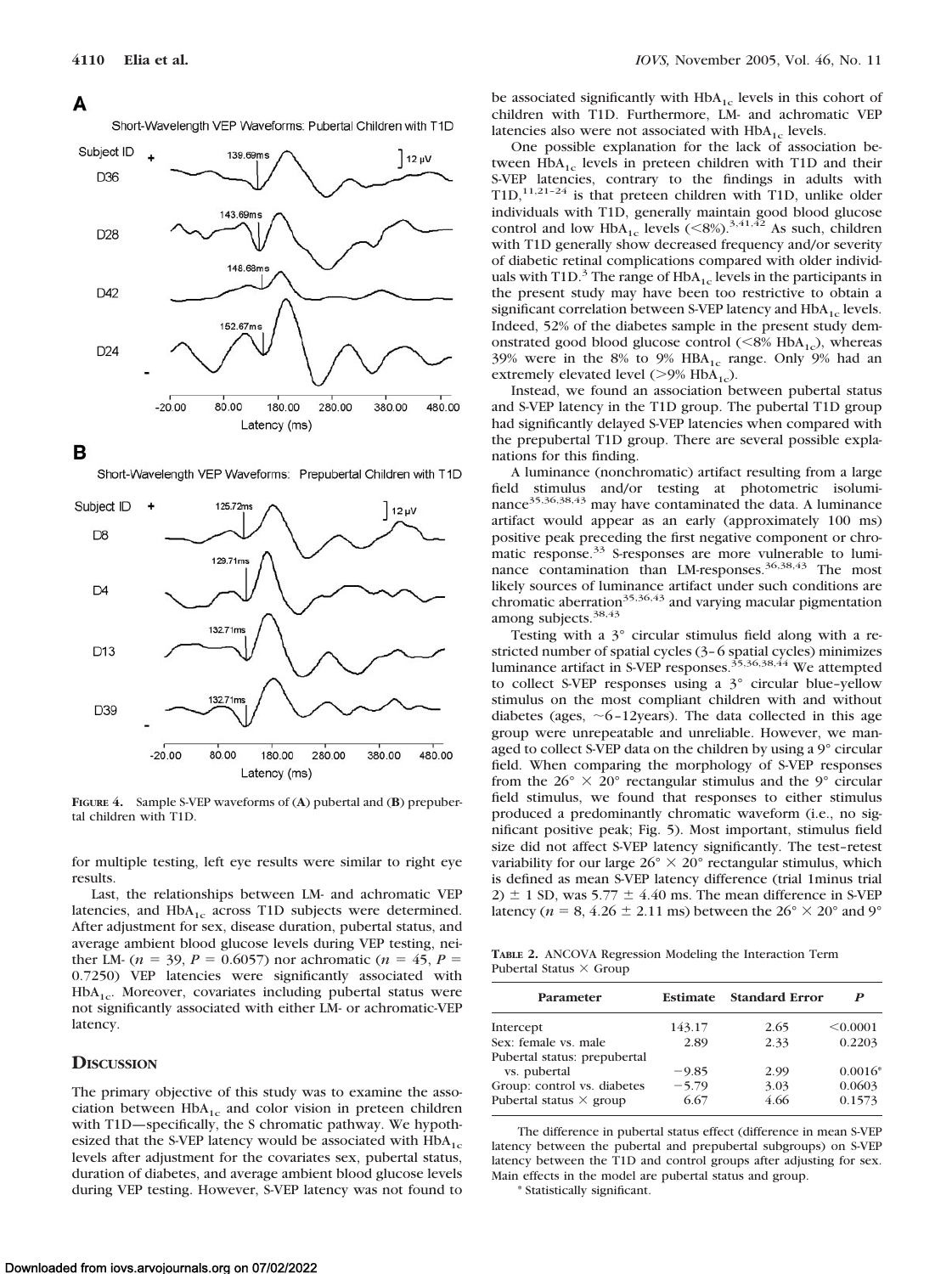**FIGURE 4.** Sample S-VEP waveforms of (**A**) pubertal and (**B**) prepubertal children with T1D.

for multiple testing, left eye results were similar to right eye results.

Last, the relationships between LM- and achromatic VEP latencies, and $HbA_{1c}$ across T1D subjects were determined. After adjustment for sex, disease duration, pubertal status, and average ambient blood glucose levels during VEP testing, neither LM- ($n = 39$, $P = 0.6057$) nor achromatic ($n = 45$, $P = 0.7250$) VEP latencies were significantly associated with $HbA_{1c}$. Moreover, covariates including pubertal status were not significantly associated with either LM- or achromatic-VEP latency.

## DISCUSSION

The primary objective of this study was to examine the association between $HbA_{1c}$ and color vision in preteen children with T1D—specifically, the S chromatic pathway. We hypothesized that the S-VEP latency would be associated with $HbA_{1c}$ levels after adjustment for the covariates sex, pubertal status, duration of diabetes, and average ambient blood glucose levels during VEP testing. However, S-VEP latency was not found to be associated significantly with $HbA_{1c}$ levels in this cohort of children with T1D. Furthermore, LM- and achromatic VEP latencies also were not associated with $HbA_{1c}$ levels.

One possible explanation for the lack of association between $HbA_{1c}$ levels in preteen children with T1D and their S-VEP latencies, contrary to the findings in adults with T1D,[11,21–24] is that preteen children with T1D, unlike older individuals with T1D, generally maintain good blood glucose control and low $HbA_{1c}$ levels (<8%).[3,41,42] As such, children with T1D generally show decreased frequency and/or severity of diabetic retinal complications compared with older individuals with T1D.[3] The range of $HbA_{1c}$ levels in the participants in the present study may have been too restrictive to obtain a significant correlation between S-VEP latency and $HbA_{1c}$ levels. Indeed, 52% of the diabetes sample in the present study demonstrated good blood glucose control (<8% $HbA_{1c}$), whereas 39% were in the 8% to 9% $HBA_{1c}$ range. Only 9% had an extremely elevated level (>9% $HbA_{1c}$).

Instead, we found an association between pubertal status and S-VEP latency in the T1D group. The pubertal T1D group had significantly delayed S-VEP latencies when compared with the prepubertal T1D group. There are several possible explanations for this finding.

A luminance (nonchromatic) artifact resulting from a large field stimulus and/or testing at photometric isoluminance[35,36,38,43] may have contaminated the data. A luminance artifact would appear as an early (approximately 100 ms) positive peak preceding the first negative component or chromatic response.[33] S-responses are more vulnerable to luminance contamination than LM-responses.[36,38,43] The most likely sources of luminance artifact under such conditions are chromatic aberration[35,36,43] and varying macular pigmentation among subjects.[38,43]

Testing with a 3° circular stimulus field along with a restricted number of spatial cycles (3–6 spatial cycles) minimizes luminance artifact in S-VEP responses.[35,36,38,44] We attempted to collect S-VEP responses using a 3° circular blue–yellow stimulus on the most compliant children with and without diabetes (ages, ~6–12years). The data collected in this age group were unrepeatable and unreliable. However, we managed to collect S-VEP data on the children by using a 9° circular field. When comparing the morphology of S-VEP responses from the 26° × 20° rectangular stimulus and the 9° circular field stimulus, we found that responses to either stimulus produced a predominantly chromatic waveform (i.e., no significant positive peak; Fig. 5). Most important, stimulus field size did not affect S-VEP latency significantly. The test–retest variability for our large 26° × 20° rectangular stimulus, which is defined as mean S-VEP latency difference (trial 1minus trial 2) ± 1 SD, was 5.77 ± 4.40 ms. The mean difference in S-VEP latency ($n = 8$, 4.26 ± 2.11 ms) between the 26° × 20° and 9°

**TABLE 2.** ANCOVA Regression Modeling the Interaction Term Pubertal Status × Group

| Parameter | Estimate | Standard Error | P |
|---|---|---|---|
| Intercept | 143.17 | 2.65 | <0.0001 |
| Sex: female vs. male | 2.89 | 2.33 | 0.2203 |
| Pubertal status: prepubertal vs. pubertal | −9.85 | 2.99 | 0.0016* |
| Group: control vs. diabetes | −5.79 | 3.03 | 0.0603 |
| Pubertal status × group | 6.67 | 4.66 | 0.1573 |

The difference in pubertal status effect (difference in mean S-VEP latency between the pubertal and prepubertal subgroups) on S-VEP latency between the T1D and control groups after adjusting for sex. Main effects in the model are pubertal status and group.

* Statistically significant.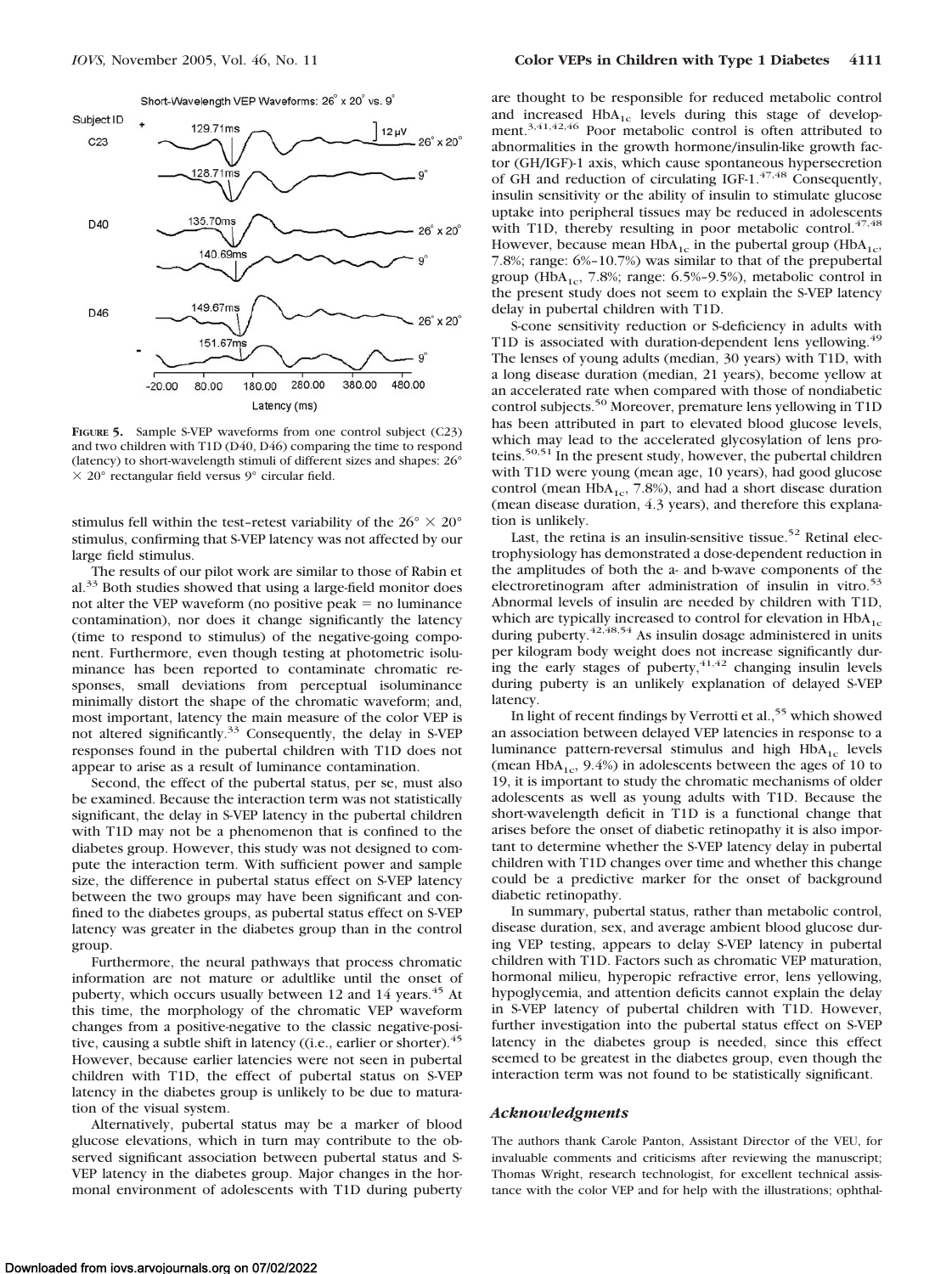**Figure 5.** Sample S-VEP waveforms from one control subject (C23) and two children with T1D (D40, D46) comparing the time to respond (latency) to short-wavelength stimuli of different sizes and shapes: 26° × 20° rectangular field versus 9° circular field.

stimulus fell within the test–retest variability of the 26° × 20° stimulus, confirming that S-VEP latency was not affected by our large field stimulus.

The results of our pilot work are similar to those of Rabin et al.[33] Both studies showed that using a large-field monitor does not alter the VEP waveform (no positive peak = no luminance contamination), nor does it change significantly the latency (time to respond to stimulus) of the negative-going component. Furthermore, even though testing at photometric isoluminance has been reported to contaminate chromatic responses, small deviations from perceptual isoluminance minimally distort the shape of the chromatic waveform; and, most important, latency the main measure of the color VEP is not altered significantly.[33] Consequently, the delay in S-VEP responses found in the pubertal children with T1D does not appear to arise as a result of luminance contamination.

Second, the effect of the pubertal status, per se, must also be examined. Because the interaction term was not statistically significant, the delay in S-VEP latency in the pubertal children with T1D may not be a phenomenon that is confined to the diabetes group. However, this study was not designed to compute the interaction term. With sufficient power and sample size, the difference in pubertal status effect on S-VEP latency between the two groups may have been significant and confined to the diabetes groups, as pubertal status effect on S-VEP latency was greater in the diabetes group than in the control group.

Furthermore, the neural pathways that process chromatic information are not mature or adultlike until the onset of puberty, which occurs usually between 12 and 14 years.[45] At this time, the morphology of the chromatic VEP waveform changes from a positive-negative to the classic negative-positive, causing a subtle shift in latency ((i.e., earlier or shorter).[45] However, because earlier latencies were not seen in pubertal children with T1D, the effect of pubertal status on S-VEP latency in the diabetes group is unlikely to be due to maturation of the visual system.

Alternatively, pubertal status may be a marker of blood glucose elevations, which in turn may contribute to the observed significant association between pubertal status and S-VEP latency in the diabetes group. Major changes in the hormonal environment of adolescents with T1D during puberty are thought to be responsible for reduced metabolic control and increased $HbA_{1c}$ levels during this stage of development.[3,41,42,46] Poor metabolic control is often attributed to abnormalities in the growth hormone/insulin-like growth factor (GH/IGF)-1 axis, which cause spontaneous hypersecretion of GH and reduction of circulating IGF-1.[47,48] Consequently, insulin sensitivity or the ability of insulin to stimulate glucose uptake into peripheral tissues may be reduced in adolescents with T1D, thereby resulting in poor metabolic control.[47,48] However, because mean $HbA_{1c}$ in the pubertal group ($HbA_{1c}$, 7.8%; range: 6%–10.7%) was similar to that of the prepubertal group ($HbA_{1c}$, 7.8%; range: 6.5%–9.5%), metabolic control in the present study does not seem to explain the S-VEP latency delay in pubertal children with T1D.

S-cone sensitivity reduction or S-deficiency in adults with T1D is associated with duration-dependent lens yellowing.[49] The lenses of young adults (median, 30 years) with T1D, with a long disease duration (median, 21 years), become yellow at an accelerated rate when compared with those of nondiabetic control subjects.[50] Moreover, premature lens yellowing in T1D has been attributed in part to elevated blood glucose levels, which may lead to the accelerated glycosylation of lens proteins.[50,51] In the present study, however, the pubertal children with T1D were young (mean age, 10 years), had good glucose control (mean $HbA_{1c}$, 7.8%), and had a short disease duration (mean disease duration, 4.3 years), and therefore this explanation is unlikely.

Last, the retina is an insulin-sensitive tissue.[52] Retinal electrophysiology has demonstrated a dose-dependent reduction in the amplitudes of both the a- and b-wave components of the electroretinogram after administration of insulin in vitro.[53] Abnormal levels of insulin are needed by children with T1D, which are typically increased to control for elevation in $HbA_{1c}$ during puberty.[42,48,54] As insulin dosage administered in units per kilogram body weight does not increase significantly during the early stages of puberty,[41,42] changing insulin levels during puberty is an unlikely explanation of delayed S-VEP latency.

In light of recent findings by Verrotti et al.,[55] which showed an association between delayed VEP latencies in response to a luminance pattern-reversal stimulus and high $HbA_{1c}$ levels (mean $HbA_{1c}$, 9.4%) in adolescents between the ages of 10 to 19, it is important to study the chromatic mechanisms of older adolescents as well as young adults with T1D. Because the short-wavelength deficit in T1D is a functional change that arises before the onset of diabetic retinopathy it is also important to determine whether the S-VEP latency delay in pubertal children with T1D changes over time and whether this change could be a predictive marker for the onset of background diabetic retinopathy.

In summary, pubertal status, rather than metabolic control, disease duration, sex, and average ambient blood glucose during VEP testing, appears to delay S-VEP latency in pubertal children with T1D. Factors such as chromatic VEP maturation, hormonal milieu, hyperopic refractive error, lens yellowing, hypoglycemia, and attention deficits cannot explain the delay in S-VEP latency of pubertal children with T1D. However, further investigation into the pubertal status effect on S-VEP latency in the diabetes group is needed, since this effect seemed to be greatest in the diabetes group, even though the interaction term was not found to be statistically significant.

## *Acknowledgments*

The authors thank Carole Panton, Assistant Director of the VEU, for invaluable comments and criticisms after reviewing the manuscript; Thomas Wright, research technologist, for excellent technical assistance with the color VEP and for help with the illustrations; ophthal-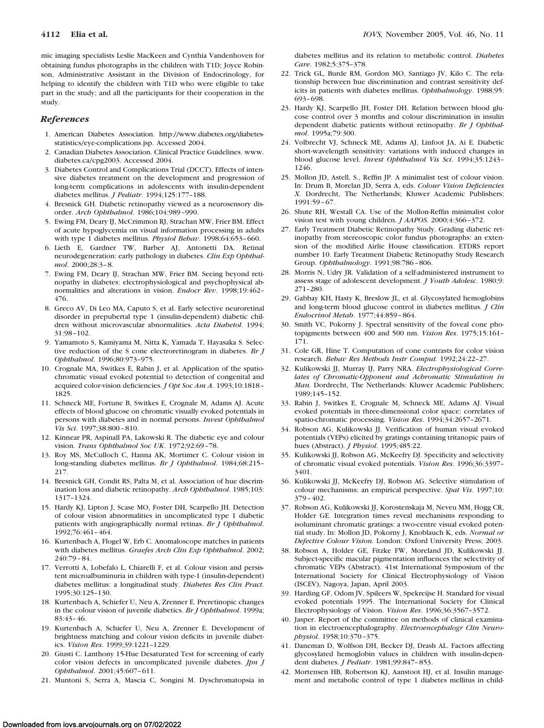mic imaging specialists Leslie MacKeen and Cynthia Vandenhoven for obtaining fundus photographs in the children with T1D; Joyce Robinson, Administrative Assistant in the Division of Endocrinology, for helping to identify the children with T1D who were eligible to take part in the study; and all the participants for their cooperation in the study.

## References

1. American Diabetes Association. http://www.diabetes.org/diabetes-statistics/eye-complications.jsp. Accessed 2004.
2. Canadian Diabetes Association. Clinical Practice Guidelines. www.diabetes.ca/cpg2003. Accessed 2004.
3. Diabetes Control and Complications Trial (DCCT). Effects of intensive diabetes treatment on the development and progression of long-term complications in adolescents with insulin-dependent diabetes mellitus. *J Pediatr*. 1994;125:177–188.
4. Bresnick GH. Diabetic retinopathy viewed as a neurosensory disorder. *Arch Ophthalmol*. 1986;104:989–990.
5. Ewing FM, Deary IJ, McCrimmon RJ, Strachan MW, Frier BM. Effect of acute hypoglycemia on visual information processing in adults with type 1 diabetes mellitus. *Physiol Behav*. 1998;64:653–660.
6. Lieth E, Gardner TW, Barber AJ, Antonetti DA. Retinal neurodegeneration: early pathology in diabetes. *Clin Exp Ophthalmol*. 2000;28:3–8.
7. Ewing FM, Deary IJ, Strachan MW, Frier BM. Seeing beyond retinopathy in diabetes: electrophysiological and psychophysical abnormalities and alterations in vision. *Endocr Rev*. 1998;19:462–476.
8. Greco AV, Di Leo MA, Caputo S, et al. Early selective neuroretinal disorder in prepubertal type 1 (insulin-dependent) diabetic children without microvascular abnormalities. *Acta Diabetol*. 1994;31:98–102.
9. Yamamoto S, Kamiyama M, Nitta K, Yamada T, Hayasaka S. Selective reduction of the S cone electroretinogram in diabetes. *Br J Ophthalmol*. 1996;80:973–975.
10. Crognale MA, Switkes E, Rabin J, et al. Application of the spatiochromatic visual evoked potential to detection of congenital and acquired color-vision deficiencies. *J Opt Soc Am A*. 1993;10:1818–1825.
11. Schneck ME, Fortune B, Switkes E, Crognale M, Adams AJ. Acute effects of blood glucose on chromatic visually evoked potentials in persons with diabetes and in normal persons. *Invest Ophthalmol Vis Sci*. 1997;38:800–810.
12. Kinnear PR, Aspinall PA, Lakowski R. The diabetic eye and colour vision. *Trans Ophthalmol Soc UK*. 1972;92:69–78.
13. Roy MS, McCulloch C, Hanna AK, Mortimer C. Colour vision in long-standing diabetes mellitus. *Br J Ophthalmol*. 1984;68:215–217.
14. Bresnick GH, Condit RS, Palta M, et al. Association of hue discrimination loss and diabetic retinopathy. *Arch Ophthalmol*. 1985;103:1317–1324.
15. Hardy KJ, Lipton J, Scase MO, Foster DH, Scarpello JH. Detection of colour vision abnormalities in uncomplicated type 1 diabetic patients with angiographically normal retinas. *Br J Ophthalmol*. 1992;76:461–464.
16. Kurtenbach A, Flogel W, Erb C. Anomaloscope matches in patients with diabetes mellitus. *Graefes Arch Clin Exp Ophthalmol*. 2002;240:79–84.
17. Verrotti A, Lobefalo L, Chiarelli F, et al. Colour vision and persistent microalbuminuria in children with type-1 (insulin-dependent) diabetes mellitus: a longitudinal study. *Diabetes Res Clin Pract*. 1995;30:125–130.
18. Kurtenbach A, Schiefer U, Neu A, Zrenner E. Preretinopic changes in the colour vision of juvenile diabetics. *Br J Ophthalmol*. 1999a;83:43–46.
19. Kurtenbach A, Schiefer U, Neu A, Zrenner E. Development of brightness matching and colour vision deficits in juvenile diabetics. *Vision Res*. 1999;39:1221–1229.
20. Giusti C. Lanthony 15-Hue Desaturated Test for screening of early color vision defects in uncomplicated juvenile diabetes. *Jpn J Ophthalmol*. 2001;45:607–611.
21. Muntoni S, Serra A, Mascia C, Songini M. Dyschromatopsia in diabetes mellitus and its relation to metabolic control. *Diabetes Care*. 1982;5:375–378.
22. Trick GL, Burde RM, Gordon MO, Santiago JV, Kilo C. The relationship between hue discrimination and contrast sensitivity deficits in patients with diabetes mellitus. *Ophthalmology*. 1988;95:693–698.
23. Hardy KJ, Scarpello JH, Foster DH. Relation between blood glucose control over 3 months and colour discrimination in insulin dependent diabetic patients without retinopathy. *Br J Ophthalmol*. 1995a;79:300.
24. Volbrecht VJ, Schneck ME, Adams AJ, Linfoot JA, Ai E. Diabetic short-wavelength sensitivity: variations with induced changes in blood glucose level. *Invest Ophthalmol Vis Sci*. 1994;35:1243–1246.
25. Mollon JD, Astell, S., Reffin JP. A minimalist test of colour vision. In: Drum B, Morelan JD, Serra A, eds. *Colour Vision Deficiencies X.* Dordrecht, The Netherlands; Kluwer Academic Publishers; 1991:59–67.
26. Shute RH, Westall CA. Use of the Mollon-Reffin minimalist color vision test with young children. *J AAPOS.* 2000;4:366–372.
27. Early Treatment Diabetic Retinopathy Study. Grading diabetic retinopathy from stereoscopic color fundus photographs: an extension of the modified Airlie House classification. ETDRS report number 10. Early Treatment Diabetic Retinopathy Study Research Group. *Ophthalmology*. 1991;98:786–806.
28. Morris N, Udry JR. Validation of a self-administered instrument to assess stage of adolescent development. *J Youth Adolesc*. 1980;9:271–280.
29. Gabbay KH, Hasty K, Breslow JL, et al. Glycosylated hemoglobins and long-term blood glucose control in diabetes mellitus. *J Clin Endocrinol Metab*. 1977;44:859–864.
30. Smith VC, Pokorny J. Spectral sensitivity of the foveal cone photopigments between 400 and 500 nm. *Vision Res*. 1975;15:161–171.
31. Cole GR, Hine T. Computation of cone contrasts for color vision research. *Behav Res Methods Instr Comput.* 1992;24:22–27.
32. Kulikowski JJ, Murray IJ, Parry NRA. *Electrophysiological Correlates of Chromatic-Opponent and Achromatic Stimulation in Man.* Dordrecht, The Netherlands: Kluwer Academic Publishers; 1989;145–152.
33. Rabin J, Switkes E, Crognale M, Schneck ME, Adams AJ. Visual evoked potentials in three-dimensional color space: correlates of spatio-chromatic processing. *Vision Res*. 1994;34:2657–2671.
34. Robson AG, Kulikowski JJ. Verification of human visual evoked potentials (VEPs) elicited by gratings containing tritanopic pairs of hues (Abstract). *J Physiol*. 1995;485:22.
35. Kulikowski JJ, Robson AG, McKeefry DJ. Specificity and selectivity of chromatic visual evoked potentials. *Vision Res*. 1996;36:3397–3401.
36. Kulikowski JJ, McKeefry DJ, Robson AG. Selective stimulation of colour mechanisms: an empirical perspective. *Spat Vis*. 1997;10:379–402.
37. Robson AG, Kulikowski JJ, Korostenskaja M, Neveu MM, Hogg CR, Holder GE. Integration times reveal mechanisms responding to isoluminant chromatic gratings: a two-centre visual evoked potential study. In: Mollon JD, Pokorny J, Knoblauch K, eds. *Normal or Defective Colour Vision.* London: Oxford University Press; 2003.
38. Robson A, Holder GE, Fitzke FW, Moreland JD, Kulikowski JJ. Subject-specific macular pigmentation influences the selectivity of chromatic VEPs (Abstract). 41st International Symposium of the International Society for Clinical Electrophysiology of Vision (ISCEV), Nagoya, Japan, April 2003.
39. Harding GF, Odom JV, Spileers W, Spekreijse H. Standard for visual evoked potentials 1995. The International Society for Clinical Electrophysiology of Vision. *Vision Res*. 1996;36:3567–3572.
40. Jasper. Report of the committee on methods of clinical examination in electroencephalography. *Electroencephalogr Clin Neurophysiol*. 1958;10:370–375.
41. Daneman D, Wolfson DH, Becker DJ, Drash AL. Factors affecting glycosylated hemoglobin values in children with insulin-dependent diabetes. *J Pediatr*. 1981;99:847–853.
42. Mortensen HB, Robertson KJ, Aanstoot HJ, et al. Insulin management and metabolic control of type 1 diabetes mellitus in child-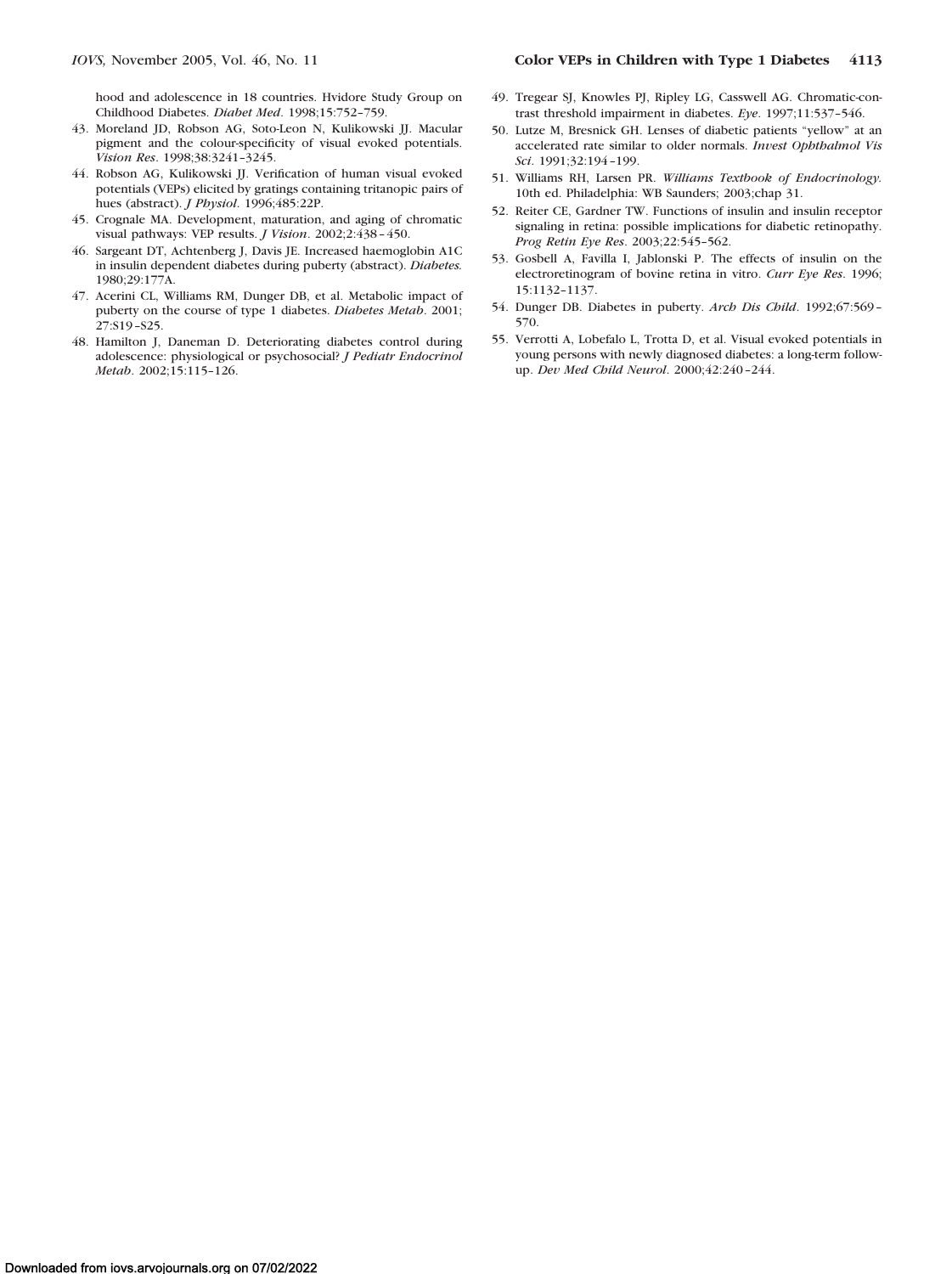hood and adolescence in 18 countries. Hvidore Study Group on Childhood Diabetes. *Diabet Med*. 1998;15:752–759.

43. Moreland JD, Robson AG, Soto-Leon N, Kulikowski JJ. Macular pigment and the colour-specificity of visual evoked potentials. *Vision Res*. 1998;38:3241–3245.
44. Robson AG, Kulikowski JJ. Verification of human visual evoked potentials (VEPs) elicited by gratings containing tritanopic pairs of hues (abstract). *J Physiol*. 1996;485:22P.
45. Crognale MA. Development, maturation, and aging of chromatic visual pathways: VEP results. *J Vision*. 2002;2:438–450.
46. Sargeant DT, Achtenberg J, Davis JE. Increased haemoglobin A1C in insulin dependent diabetes during puberty (abstract). *Diabetes.* 1980;29:177A.
47. Acerini CL, Williams RM, Dunger DB, et al. Metabolic impact of puberty on the course of type 1 diabetes. *Diabetes Metab*. 2001; 27:S19–S25.
48. Hamilton J, Daneman D. Deteriorating diabetes control during adolescence: physiological or psychosocial? *J Pediatr Endocrinol Metab*. 2002;15:115–126.
49. Tregear SJ, Knowles PJ, Ripley LG, Casswell AG. Chromatic-contrast threshold impairment in diabetes. *Eye*. 1997;11:537–546.
50. Lutze M, Bresnick GH. Lenses of diabetic patients "yellow" at an accelerated rate similar to older normals. *Invest Ophthalmol Vis Sci*. 1991;32:194–199.
51. Williams RH, Larsen PR. *Williams Textbook of Endocrinology*. 10th ed. Philadelphia: WB Saunders; 2003;chap 31.
52. Reiter CE, Gardner TW. Functions of insulin and insulin receptor signaling in retina: possible implications for diabetic retinopathy. *Prog Retin Eye Res*. 2003;22:545–562.
53. Gosbell A, Favilla I, Jablonski P. The effects of insulin on the electroretinogram of bovine retina in vitro. *Curr Eye Res*. 1996; 15:1132–1137.
54. Dunger DB. Diabetes in puberty. *Arch Dis Child*. 1992;67:569–570.
55. Verrotti A, Lobefalo L, Trotta D, et al. Visual evoked potentials in young persons with newly diagnosed diabetes: a long-term follow-up. *Dev Med Child Neurol*. 2000;42:240–244.